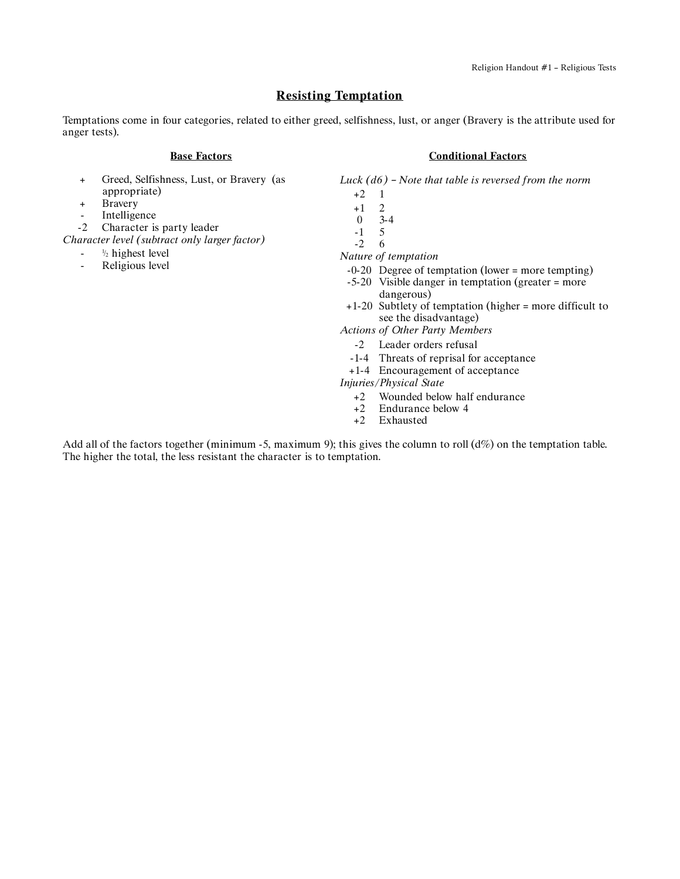## Resisting Temptation

Temptations come in four categories, related to either greed, selfishness, lust, or anger (Bravery is the attribute used for anger tests).

### Base Factors

| | |
|---|---|
| + | Greed, Selfishness, Lust, or Bravery (as appropriate) |
| + | Bravery |
| - | Intelligence |
| -2 | Character is party leader |

*Character level (subtract only larger factor)*

| | |
|---|---|
| - | ½ highest level |
| - | Religious level |

### Conditional Factors

*Luck (d6) – Note that table is reversed from the norm*

| | |
|---|---|
| +2 | 1 |
| +1 | 2 |
| 0 | 3-4 |
| -1 | 5 |
| -2 | 6 |

*Nature of temptation*

| | |
|---|---|
| -0-20 | Degree of temptation (lower = more tempting) |
| -5-20 | Visible danger in temptation (greater = more dangerous) |
| +1-20 | Subtlety of temptation (higher = more difficult to see the disadvantage) |

*Actions of Other Party Members*

| | |
|---|---|
| -2 | Leader orders refusal |
| -1-4 | Threats of reprisal for acceptance |
| +1-4 | Encouragement of acceptance |

*Injuries/Physical State*

| | |
|---|---|
| +2 | Wounded below half endurance |
| +2 | Endurance below 4 |
| +2 | Exhausted |

Add all of the factors together (minimum -5, maximum 9); this gives the column to roll (d%) on the temptation table. The higher the total, the less resistant the character is to temptation.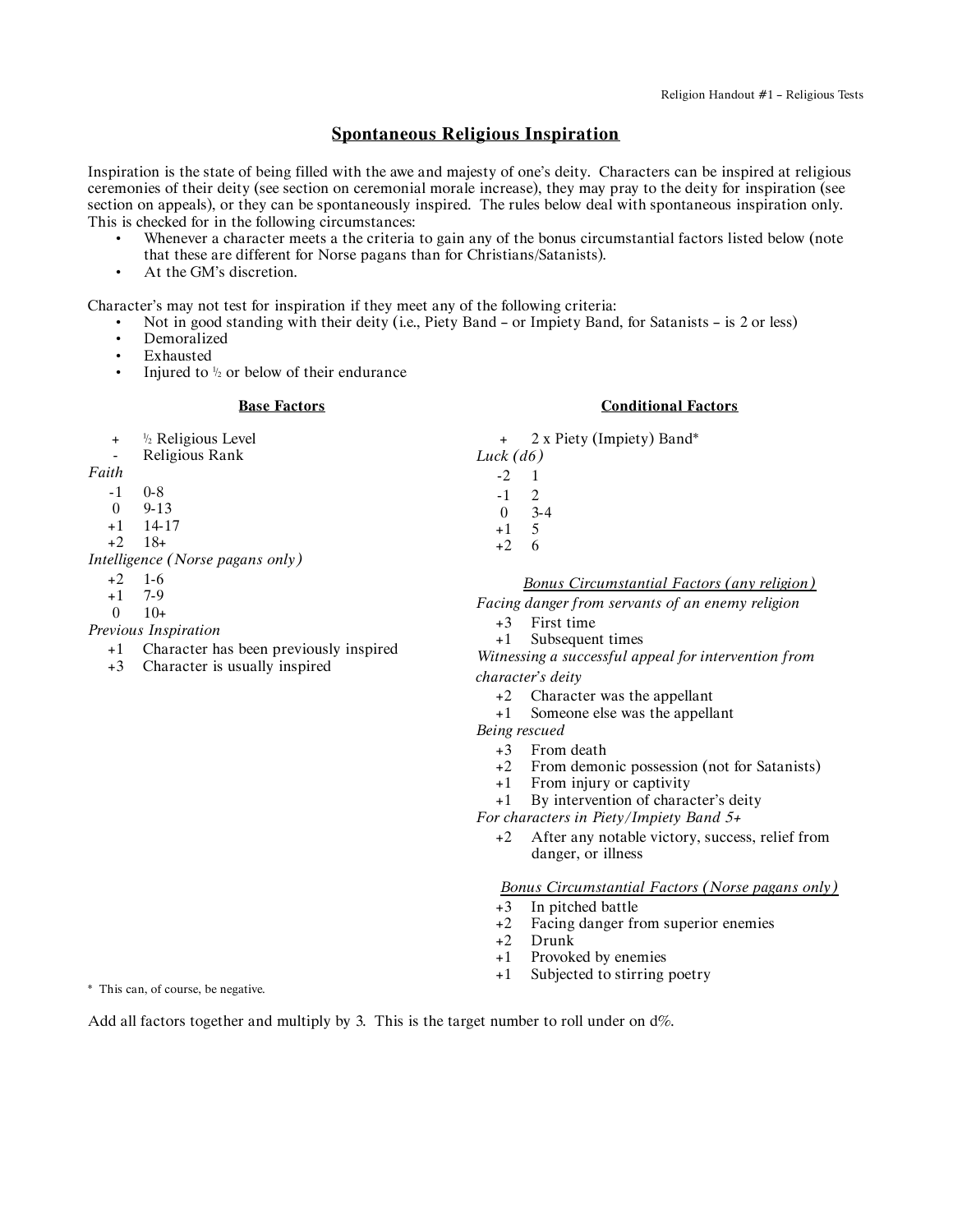## Spontaneous Religious Inspiration

Inspiration is the state of being filled with the awe and majesty of one's deity. Characters can be inspired at religious ceremonies of their deity (see section on ceremonial morale increase), they may pray to the deity for inspiration (see section on appeals), or they can be spontaneously inspired. The rules below deal with spontaneous inspiration only. This is checked for in the following circumstances:

- Whenever a character meets a the criteria to gain any of the bonus circumstantial factors listed below (note that these are different for Norse pagans than for Christians/Satanists).
- At the GM's discretion.

Character's may not test for inspiration if they meet any of the following criteria:

- Not in good standing with their deity (i.e., Piety Band – or Impiety Band, for Satanists – is 2 or less)
- Demoralized
- Exhausted
- Injured to ½ or below of their endurance

### Base Factors

| | |
|---|---|
| + | ½ Religious Level |
| - | Religious Rank |

*Faith*

| | |
|---|---|
| -1 | 0-8 |
| 0 | 9-13 |
| +1 | 14-17 |
| +2 | 18+ |

*Intelligence (Norse pagans only)*

| | |
|---|---|
| +2 | 1-6 |
| +1 | 7-9 |
| 0 | 10+ |

*Previous Inspiration*

| | |
|---|---|
| +1 | Character has been previously inspired |
| +3 | Character is usually inspired |

### Conditional Factors

| | |
|---|---|
| + | 2 x Piety (Impiety) Band* |

*Luck (d6)*

| | |
|---|---|
| -2 | 1 |
| -1 | 2 |
| 0 | 3-4 |
| +1 | 5 |
| +2 | 6 |

*Bonus Circumstantial Factors (any religion)*

*Facing danger from servants of an enemy religion*

| | |
|---|---|
| +3 | First time |
| +1 | Subsequent times |

*Witnessing a successful appeal for intervention from character's deity*

| | |
|---|---|
| +2 | Character was the appellant |
| +1 | Someone else was the appellant |

*Being rescued*

| | |
|---|---|
| +3 | From death |
| +2 | From demonic possession (not for Satanists) |
| +1 | From injury or captivity |
| +1 | By intervention of character's deity |

*For characters in Piety/Impiety Band 5+*

| | |
|---|---|
| +2 | After any notable victory, success, relief from danger, or illness |

*Bonus Circumstantial Factors (Norse pagans only)*

| | |
|---|---|
| +3 | In pitched battle |
| +2 | Facing danger from superior enemies |
| +2 | Drunk |
| +1 | Provoked by enemies |
| +1 | Subjected to stirring poetry |

\* This can, of course, be negative.

Add all factors together and multiply by 3. This is the target number to roll under on d%.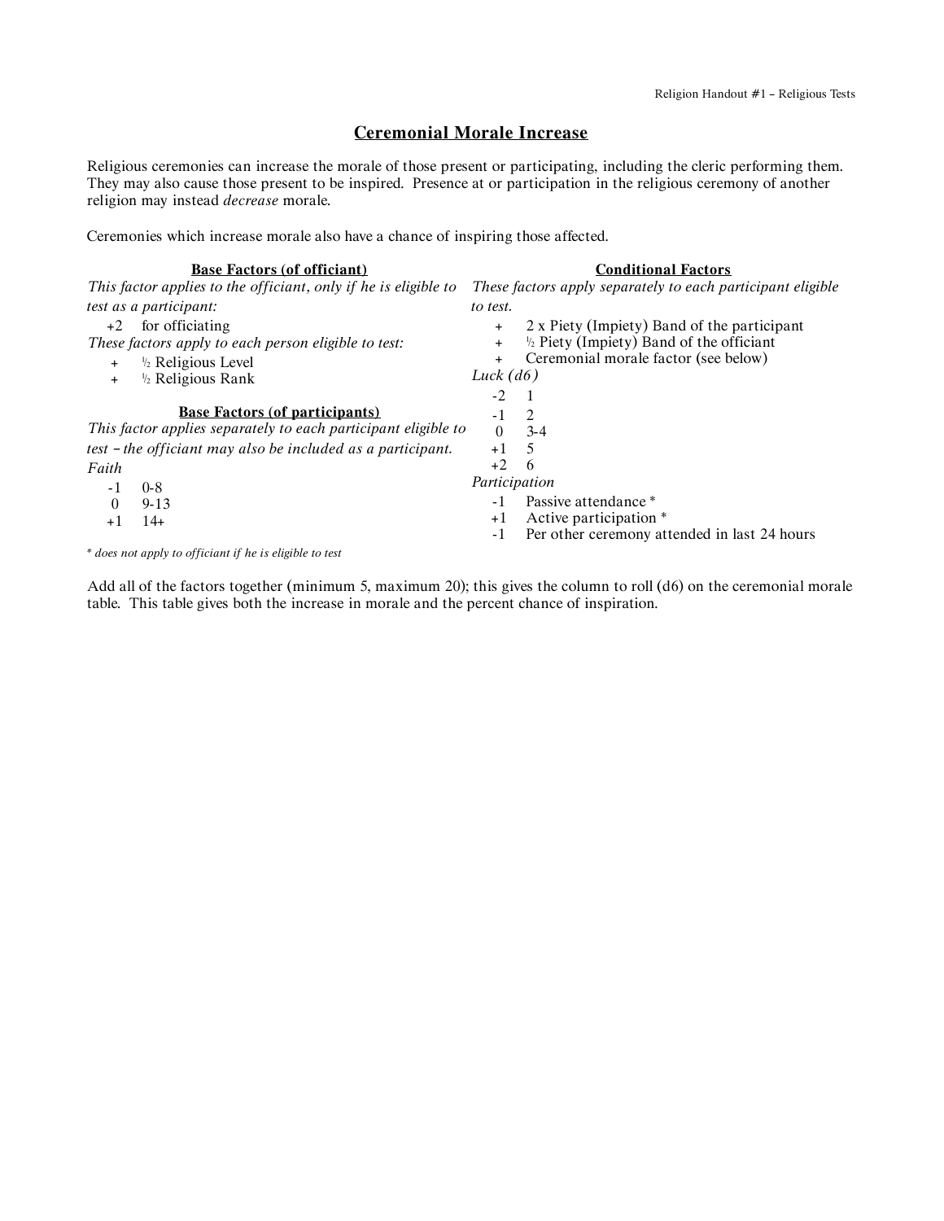## Ceremonial Morale Increase

Religious ceremonies can increase the morale of those present or participating, including the cleric performing them. They may also cause those present to be inspired. Presence at or participation in the religious ceremony of another religion may instead *decrease* morale.

Ceremonies which increase morale also have a chance of inspiring those affected.

### Base Factors (of officiant)

*This factor applies to the officiant, only if he is eligible to test as a participant:*

| | |
|---|---|
| +2 | for officiating |

*These factors apply to each person eligible to test:*

| | |
|---|---|
| + | ½ Religious Level |
| + | ½ Religious Rank |

### Base Factors (of participants)

*This factor applies separately to each participant eligible to test – the officiant may also be included as a participant.*

*Faith*

| | |
|---|---|
| -1 | 0-8 |
| 0 | 9-13 |
| +1 | 14+ |

### Conditional Factors

*These factors apply separately to each participant eligible to test.*

| | |
|---|---|
| + | 2 x Piety (Impiety) Band of the participant |
| + | ½ Piety (Impiety) Band of the officiant |
| + | Ceremonial morale factor (see below) |

*Luck (d6)*

| | |
|---|---|
| -2 | 1 |
| -1 | 2 |
| 0 | 3-4 |
| +1 | 5 |
| +2 | 6 |

*Participation*

| | |
|---|---|
| -1 | Passive attendance * |
| +1 | Active participation * |
| -1 | Per other ceremony attended in last 24 hours |

*\* does not apply to officiant if he is eligible to test*

Add all of the factors together (minimum 5, maximum 20); this gives the column to roll (d6) on the ceremonial morale table. This table gives both the increase in morale and the percent chance of inspiration.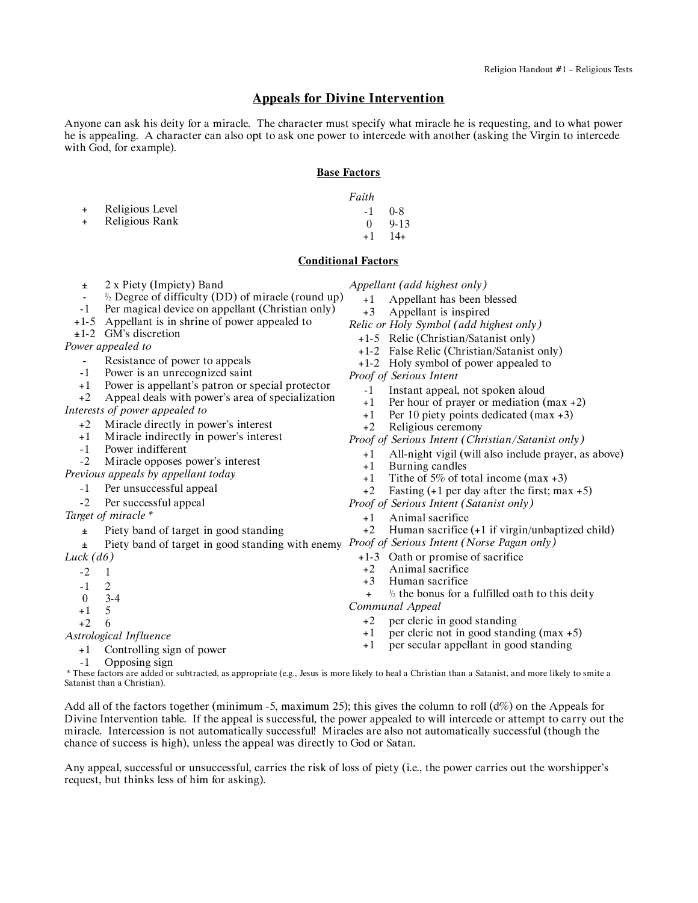## Appeals for Divine Intervention

Anyone can ask his deity for a miracle. The character must specify what miracle he is requesting, and to what power he is appealing. A character can also opt to ask one power to intercede with another (asking the Virgin to intercede with God, for example).

### Base Factors

| | |
|---|---|
| + | Religious Level |
| + | Religious Rank |

*Faith*

| | |
|---|---|
| -1 | 0-8 |
| 0 | 9-13 |
| +1 | 14+ |

### Conditional Factors

| | |
|---|---|
| ± | 2 x Piety (Impiety) Band |
| - | ½ Degree of difficulty (DD) of miracle (round up) |
| -1 | Per magical device on appellant (Christian only) |
| +1-5 | Appellant is in shrine of power appealed to |
| ±1-2 | GM's discretion |

*Power appealed to*

| | |
|---|---|
| - | Resistance of power to appeals |
| -1 | Power is an unrecognized saint |
| +1 | Power is appellant's patron or special protector |
| +2 | Appeal deals with power's area of specialization |

*Interests of power appealed to*

| | |
|---|---|
| +2 | Miracle directly in power's interest |
| +1 | Miracle indirectly in power's interest |
| -1 | Power indifferent |
| -2 | Miracle opposes power's interest |

*Previous appeals by appellant today*

| | |
|---|---|
| -1 | Per unsuccessful appeal |
| -2 | Per successful appeal |

*Target of miracle* *

| | |
|---|---|
| ± | Piety band of target in good standing |
| ± | Piety band of target in good standing with enemy |

*Luck (d6)*

| | |
|---|---|
| -2 | 1 |
| -1 | 2 |
| 0 | 3-4 |
| +1 | 5 |
| +2 | 6 |

*Astrological Influence*

| | |
|---|---|
| +1 | Controlling sign of power |
| -1 | Opposing sign |

*Appellant (add highest only)*

| | |
|---|---|
| +1 | Appellant has been blessed |
| +3 | Appellant is inspired |

*Relic or Holy Symbol (add highest only)*

| | |
|---|---|
| +1-5 | Relic (Christian/Satanist only) |
| +1-2 | False Relic (Christian/Satanist only) |
| +1-2 | Holy symbol of power appealed to |

*Proof of Serious Intent*

| | |
|---|---|
| -1 | Instant appeal, not spoken aloud |
| +1 | Per hour of prayer or mediation (max +2) |
| +1 | Per 10 piety points dedicated (max +3) |
| +2 | Religious ceremony |

*Proof of Serious Intent (Christian/Satanist only)*

| | |
|---|---|
| +1 | All-night vigil (will also include prayer, as above) |
| +1 | Burning candles |
| +1 | Tithe of 5% of total income (max +3) |
| +2 | Fasting (+1 per day after the first; max +5) |

*Proof of Serious Intent (Satanist only)*

| | |
|---|---|
| +1 | Animal sacrifice |
| +2 | Human sacrifice (+1 if virgin/unbaptized child) |

*Proof of Serious Intent (Norse Pagan only)*

| | |
|---|---|
| +1-3 | Oath or promise of sacrifice |
| +2 | Animal sacrifice |
| +3 | Human sacrifice |
| + | ½ the bonus for a fulfilled oath to this deity |

*Communal Appeal*

| | |
|---|---|
| +2 | per cleric in good standing |
| +1 | per cleric not in good standing (max +5) |
| +1 | per secular appellant in good standing |

\* These factors are added or subtracted, as appropriate (e.g., Jesus is more likely to heal a Christian than a Satanist, and more likely to smite a Satanist than a Christian).

Add all of the factors together (minimum -5, maximum 25); this gives the column to roll (d%) on the Appeals for Divine Intervention table. If the appeal is successful, the power appealed to will intercede or attempt to carry out the miracle. Intercession is not automatically successful! Miracles are also not automatically successful (though the chance of success is high), unless the appeal was directly to God or Satan.

Any appeal, successful or unsuccessful, carries the risk of loss of piety (i.e., the power carries out the worshipper's request, but thinks less of him for asking).